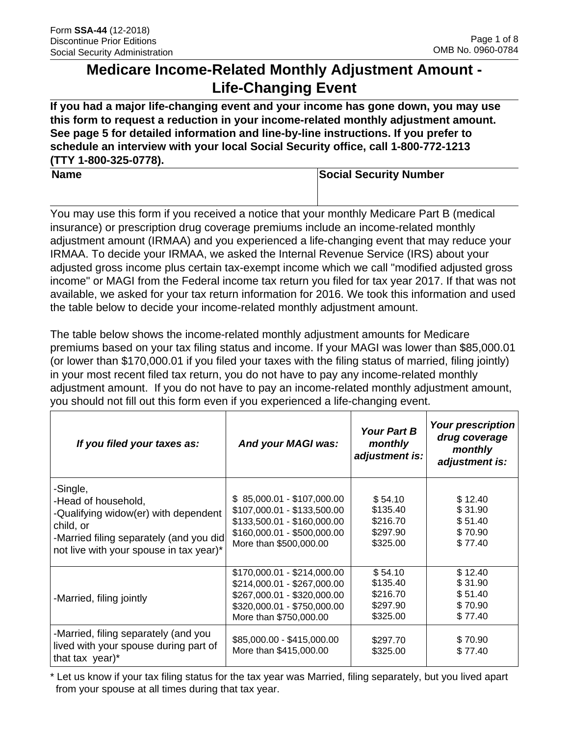Form **SSA-44** (12-2018)
Discontinue Prior Editions
Social Security Administration

OMB No. 0960-0784

# Medicare Income-Related Monthly Adjustment Amount - Life-Changing Event

**If you had a major life-changing event and your income has gone down, you may use this form to request a reduction in your income-related monthly adjustment amount. See page 5 for detailed information and line-by-line instructions. If you prefer to schedule an interview with your local Social Security office, call 1-800-772-1213 (TTY 1-800-325-0778).**

| Name | Social Security Number |
|---|---|
| | |

You may use this form if you received a notice that your monthly Medicare Part B (medical insurance) or prescription drug coverage premiums include an income-related monthly adjustment amount (IRMAA) and you experienced a life-changing event that may reduce your IRMAA. To decide your IRMAA, we asked the Internal Revenue Service (IRS) about your adjusted gross income plus certain tax-exempt income which we call "modified adjusted gross income" or MAGI from the Federal income tax return you filed for tax year 2017. If that was not available, we asked for your tax return information for 2016. We took this information and used the table below to decide your income-related monthly adjustment amount.

The table below shows the income-related monthly adjustment amounts for Medicare premiums based on your tax filing status and income. If your MAGI was lower than $85,000.01 (or lower than $170,000.01 if you filed your taxes with the filing status of married, filing jointly) in your most recent filed tax return, you do not have to pay any income-related monthly adjustment amount. If you do not have to pay an income-related monthly adjustment amount, you should not fill out this form even if you experienced a life-changing event.

| *If you filed your taxes as:* | *And your MAGI was:* | *Your Part B monthly adjustment is:* | *Your prescription drug coverage monthly adjustment is:* |
|---|---|---|---|
| -Single,<br>-Head of household,<br>-Qualifying widow(er) with dependent child, or<br>-Married filing separately (and you did not live with your spouse in tax year)* | $ 85,000.01 - $107,000.00<br>$107,000.01 - $133,500.00<br>$133,500.01 - $160,000.00<br>$160,000.01 - $500,000.00<br>More than $500,000.00 | $ 54.10<br>$135.40<br>$216.70<br>$297.90<br>$325.00 | $ 12.40<br>$ 31.90<br>$ 51.40<br>$ 70.90<br>$ 77.40 |
| -Married, filing jointly | $170,000.01 - $214,000.00<br>$214,000.01 - $267,000.00<br>$267,000.01 - $320,000.00<br>$320,000.01 - $750,000.00<br>More than $750,000.00 | $ 54.10<br>$135.40<br>$216.70<br>$297.90<br>$325.00 | $ 12.40<br>$ 31.90<br>$ 51.40<br>$ 70.90<br>$ 77.40 |
| -Married, filing separately (and you lived with your spouse during part of that tax year)* | $85,000.00 - $415,000.00<br>More than $415,000.00 | $297.70<br>$325.00 | $ 70.90<br>$ 77.40 |

\* Let us know if your tax filing status for the tax year was Married, filing separately, but you lived apart from your spouse at all times during that tax year.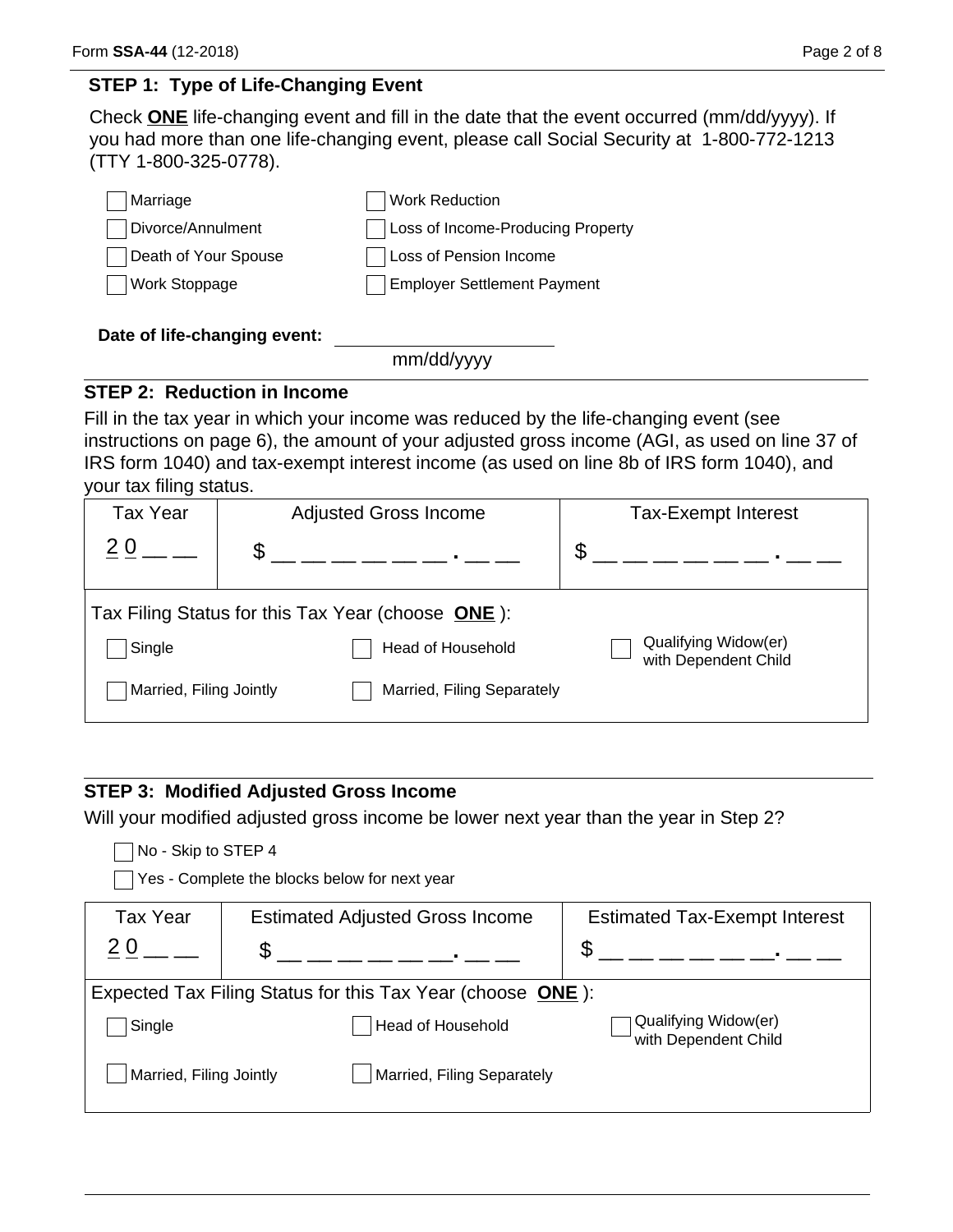## STEP 1: Type of Life-Changing Event

Check **ONE** life-changing event and fill in the date that the event occurred (mm/dd/yyyy). If you had more than one life-changing event, please call Social Security at 1-800-772-1213 (TTY 1-800-325-0778).

- ☐ Marriage
- ☐ Divorce/Annulment
- ☐ Death of Your Spouse
- ☐ Work Stoppage
- ☐ Work Reduction
- ☐ Loss of Income-Producing Property
- ☐ Loss of Pension Income
- ☐ Employer Settlement Payment

**Date of life-changing event:** ____________________
mm/dd/yyyy

## STEP 2: Reduction in Income

Fill in the tax year in which your income was reduced by the life-changing event (see instructions on page 6), the amount of your adjusted gross income (AGI, as used on line 37 of IRS form 1040) and tax-exempt interest income (as used on line 8b of IRS form 1040), and your tax filing status.

| Tax Year | Adjusted Gross Income | Tax-Exempt Interest |
|---|---|---|
| 2 0 __ __ | $ __ __ __ __ __ __ . __ __ | $ __ __ __ __ __ __ . __ __ |

Tax Filing Status for this Tax Year (choose **ONE**):

- ☐ Single
- ☐ Head of Household
- ☐ Qualifying Widow(er) with Dependent Child
- ☐ Married, Filing Jointly
- ☐ Married, Filing Separately

## STEP 3: Modified Adjusted Gross Income

Will your modified adjusted gross income be lower next year than the year in Step 2?

- ☐ No - Skip to STEP 4
- ☐ Yes - Complete the blocks below for next year

| Tax Year | Estimated Adjusted Gross Income | Estimated Tax-Exempt Interest |
|---|---|---|
| 2 0 __ __ | $ __ __ __ __ __ __. __ __ | $ __ __ __ __ __ __. __ __ |

Expected Tax Filing Status for this Tax Year (choose **ONE**):

- ☐ Single
- ☐ Head of Household
- ☐ Qualifying Widow(er) with Dependent Child
- ☐ Married, Filing Jointly
- ☐ Married, Filing Separately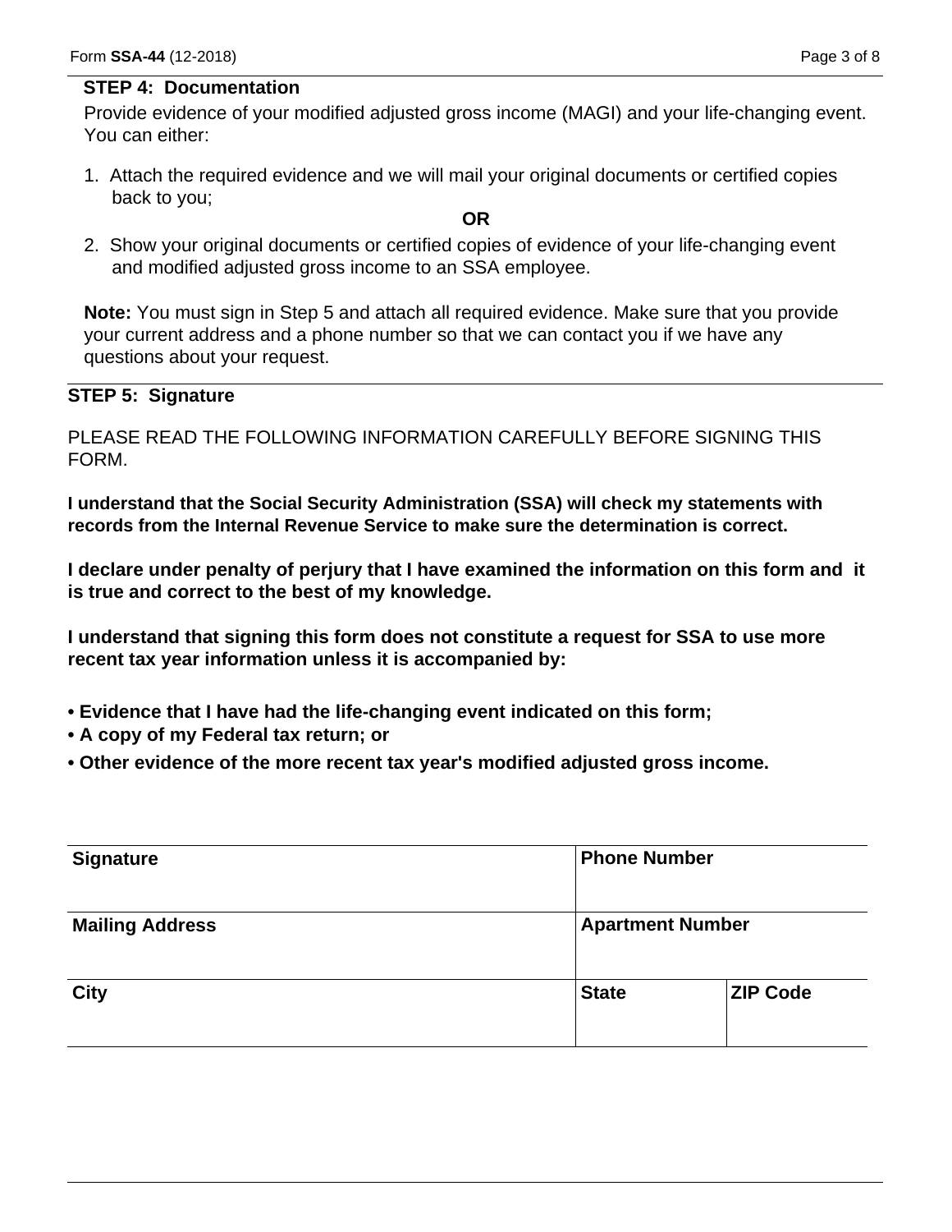## STEP 4: Documentation

Provide evidence of your modified adjusted gross income (MAGI) and your life-changing event. You can either:

1. Attach the required evidence and we will mail your original documents or certified copies back to you;

**OR**

2. Show your original documents or certified copies of evidence of your life-changing event and modified adjusted gross income to an SSA employee.

**Note:** You must sign in Step 5 and attach all required evidence. Make sure that you provide your current address and a phone number so that we can contact you if we have any questions about your request.

## STEP 5: Signature

PLEASE READ THE FOLLOWING INFORMATION CAREFULLY BEFORE SIGNING THIS FORM.

**I understand that the Social Security Administration (SSA) will check my statements with records from the Internal Revenue Service to make sure the determination is correct.**

**I declare under penalty of perjury that I have examined the information on this form and it is true and correct to the best of my knowledge.**

**I understand that signing this form does not constitute a request for SSA to use more recent tax year information unless it is accompanied by:**

- **Evidence that I have had the life-changing event indicated on this form;**
- **A copy of my Federal tax return; or**
- **Other evidence of the more recent tax year's modified adjusted gross income.**

| **Signature** | **Phone Number** | |
|---|---|---|
| **Mailing Address** | **Apartment Number** | |
| **City** | **State** | **ZIP Code** |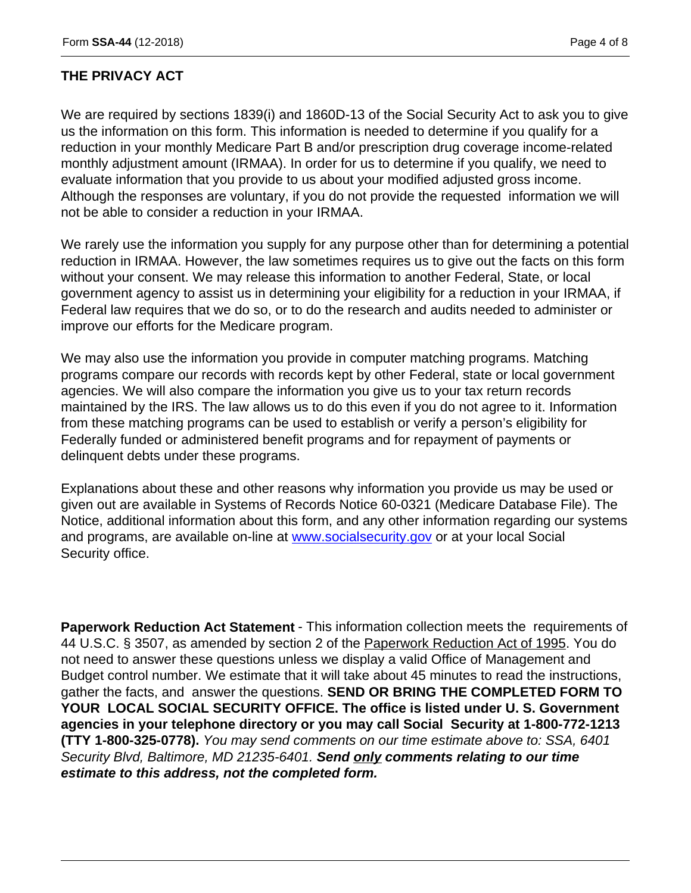## THE PRIVACY ACT

We are required by sections 1839(i) and 1860D-13 of the Social Security Act to ask you to give us the information on this form. This information is needed to determine if you qualify for a reduction in your monthly Medicare Part B and/or prescription drug coverage income-related monthly adjustment amount (IRMAA). In order for us to determine if you qualify, we need to evaluate information that you provide to us about your modified adjusted gross income. Although the responses are voluntary, if you do not provide the requested information we will not be able to consider a reduction in your IRMAA.

We rarely use the information you supply for any purpose other than for determining a potential reduction in IRMAA. However, the law sometimes requires us to give out the facts on this form without your consent. We may release this information to another Federal, State, or local government agency to assist us in determining your eligibility for a reduction in your IRMAA, if Federal law requires that we do so, or to do the research and audits needed to administer or improve our efforts for the Medicare program.

We may also use the information you provide in computer matching programs. Matching programs compare our records with records kept by other Federal, state or local government agencies. We will also compare the information you give us to your tax return records maintained by the IRS. The law allows us to do this even if you do not agree to it. Information from these matching programs can be used to establish or verify a person's eligibility for Federally funded or administered benefit programs and for repayment of payments or delinquent debts under these programs.

Explanations about these and other reasons why information you provide us may be used or given out are available in Systems of Records Notice 60-0321 (Medicare Database File). The Notice, additional information about this form, and any other information regarding our systems and programs, are available on-line at www.socialsecurity.gov or at your local Social Security office.

**Paperwork Reduction Act Statement** - This information collection meets the requirements of 44 U.S.C. § 3507, as amended by section 2 of the Paperwork Reduction Act of 1995. You do not need to answer these questions unless we display a valid Office of Management and Budget control number. We estimate that it will take about 45 minutes to read the instructions, gather the facts, and answer the questions. **SEND OR BRING THE COMPLETED FORM TO YOUR LOCAL SOCIAL SECURITY OFFICE. The office is listed under U. S. Government agencies in your telephone directory or you may call Social Security at 1-800-772-1213 (TTY 1-800-325-0778).** *You may send comments on our time estimate above to: SSA, 6401 Security Blvd, Baltimore, MD 21235-6401.* ***Send only comments relating to our time estimate to this address, not the completed form.***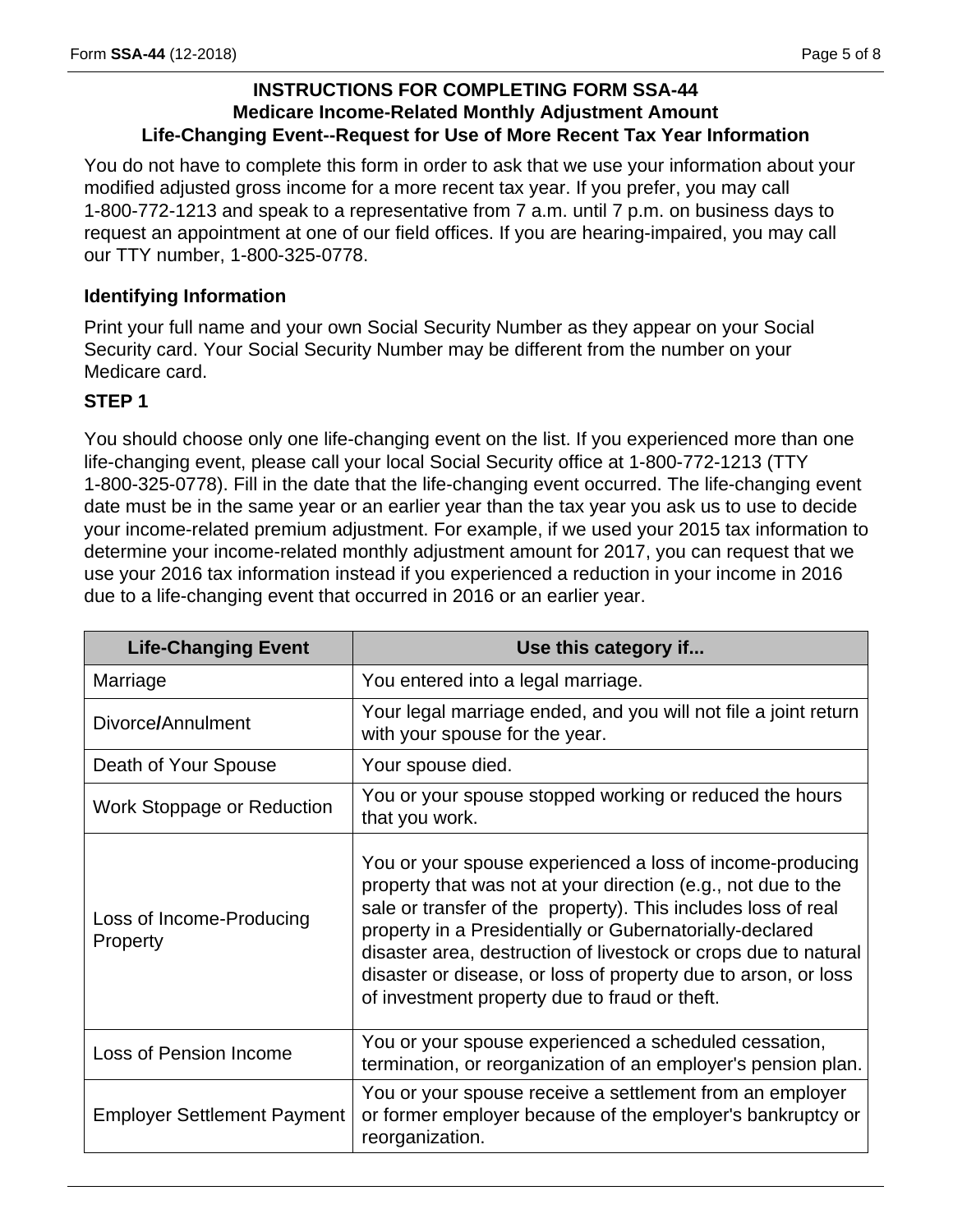## INSTRUCTIONS FOR COMPLETING FORM SSA-44
## Medicare Income-Related Monthly Adjustment Amount
## Life-Changing Event--Request for Use of More Recent Tax Year Information

You do not have to complete this form in order to ask that we use your information about your modified adjusted gross income for a more recent tax year. If you prefer, you may call 1-800-772-1213 and speak to a representative from 7 a.m. until 7 p.m. on business days to request an appointment at one of our field offices. If you are hearing-impaired, you may call our TTY number, 1-800-325-0778.

### Identifying Information

Print your full name and your own Social Security Number as they appear on your Social Security card. Your Social Security Number may be different from the number on your Medicare card.

### STEP 1

You should choose only one life-changing event on the list. If you experienced more than one life-changing event, please call your local Social Security office at 1-800-772-1213 (TTY 1-800-325-0778). Fill in the date that the life-changing event occurred. The life-changing event date must be in the same year or an earlier year than the tax year you ask us to use to decide your income-related premium adjustment. For example, if we used your 2015 tax information to determine your income-related monthly adjustment amount for 2017, you can request that we use your 2016 tax information instead if you experienced a reduction in your income in 2016 due to a life-changing event that occurred in 2016 or an earlier year.

| Life-Changing Event | Use this category if... |
|---|---|
| Marriage | You entered into a legal marriage. |
| Divorce/Annulment | Your legal marriage ended, and you will not file a joint return with your spouse for the year. |
| Death of Your Spouse | Your spouse died. |
| Work Stoppage or Reduction | You or your spouse stopped working or reduced the hours that you work. |
| Loss of Income-Producing Property | You or your spouse experienced a loss of income-producing property that was not at your direction (e.g., not due to the sale or transfer of the property). This includes loss of real property in a Presidentially or Gubernatorially-declared disaster area, destruction of livestock or crops due to natural disaster or disease, or loss of property due to arson, or loss of investment property due to fraud or theft. |
| Loss of Pension Income | You or your spouse experienced a scheduled cessation, termination, or reorganization of an employer's pension plan. |
| Employer Settlement Payment | You or your spouse receive a settlement from an employer or former employer because of the employer's bankruptcy or reorganization. |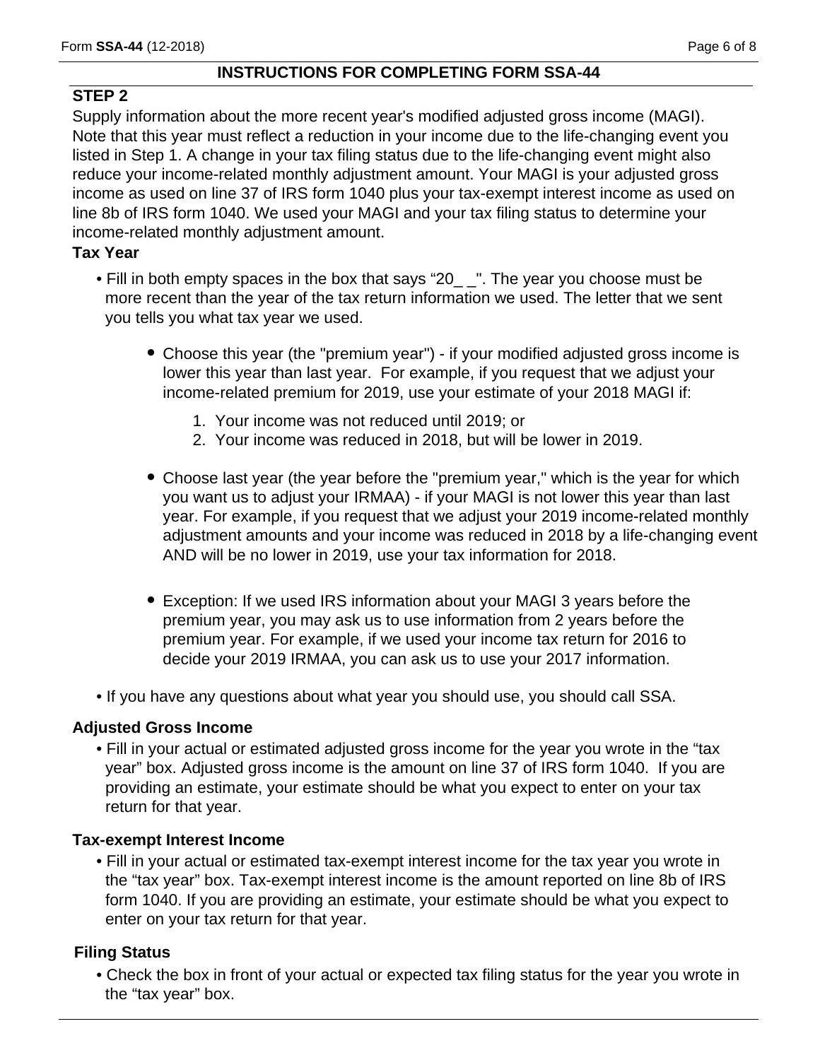## INSTRUCTIONS FOR COMPLETING FORM SSA-44

### STEP 2

Supply information about the more recent year's modified adjusted gross income (MAGI). Note that this year must reflect a reduction in your income due to the life-changing event you listed in Step 1. A change in your tax filing status due to the life-changing event might also reduce your income-related monthly adjustment amount. Your MAGI is your adjusted gross income as used on line 37 of IRS form 1040 plus your tax-exempt interest income as used on line 8b of IRS form 1040. We used your MAGI and your tax filing status to determine your income-related monthly adjustment amount.

**Tax Year**

- Fill in both empty spaces in the box that says "20_ _". The year you choose must be more recent than the year of the tax return information we used. The letter that we sent you tells you what tax year we used.
  - Choose this year (the "premium year") - if your modified adjusted gross income is lower this year than last year. For example, if you request that we adjust your income-related premium for 2019, use your estimate of your 2018 MAGI if:
    1. Your income was not reduced until 2019; or
    2. Your income was reduced in 2018, but will be lower in 2019.
  - Choose last year (the year before the "premium year," which is the year for which you want us to adjust your IRMAA) - if your MAGI is not lower this year than last year. For example, if you request that we adjust your 2019 income-related monthly adjustment amounts and your income was reduced in 2018 by a life-changing event AND will be no lower in 2019, use your tax information for 2018.
  - Exception: If we used IRS information about your MAGI 3 years before the premium year, you may ask us to use information from 2 years before the premium year. For example, if we used your income tax return for 2016 to decide your 2019 IRMAA, you can ask us to use your 2017 information.
- If you have any questions about what year you should use, you should call SSA.

**Adjusted Gross Income**

- Fill in your actual or estimated adjusted gross income for the year you wrote in the "tax year" box. Adjusted gross income is the amount on line 37 of IRS form 1040. If you are providing an estimate, your estimate should be what you expect to enter on your tax return for that year.

**Tax-exempt Interest Income**

- Fill in your actual or estimated tax-exempt interest income for the tax year you wrote in the "tax year" box. Tax-exempt interest income is the amount reported on line 8b of IRS form 1040. If you are providing an estimate, your estimate should be what you expect to enter on your tax return for that year.

**Filing Status**

- Check the box in front of your actual or expected tax filing status for the year you wrote in the "tax year" box.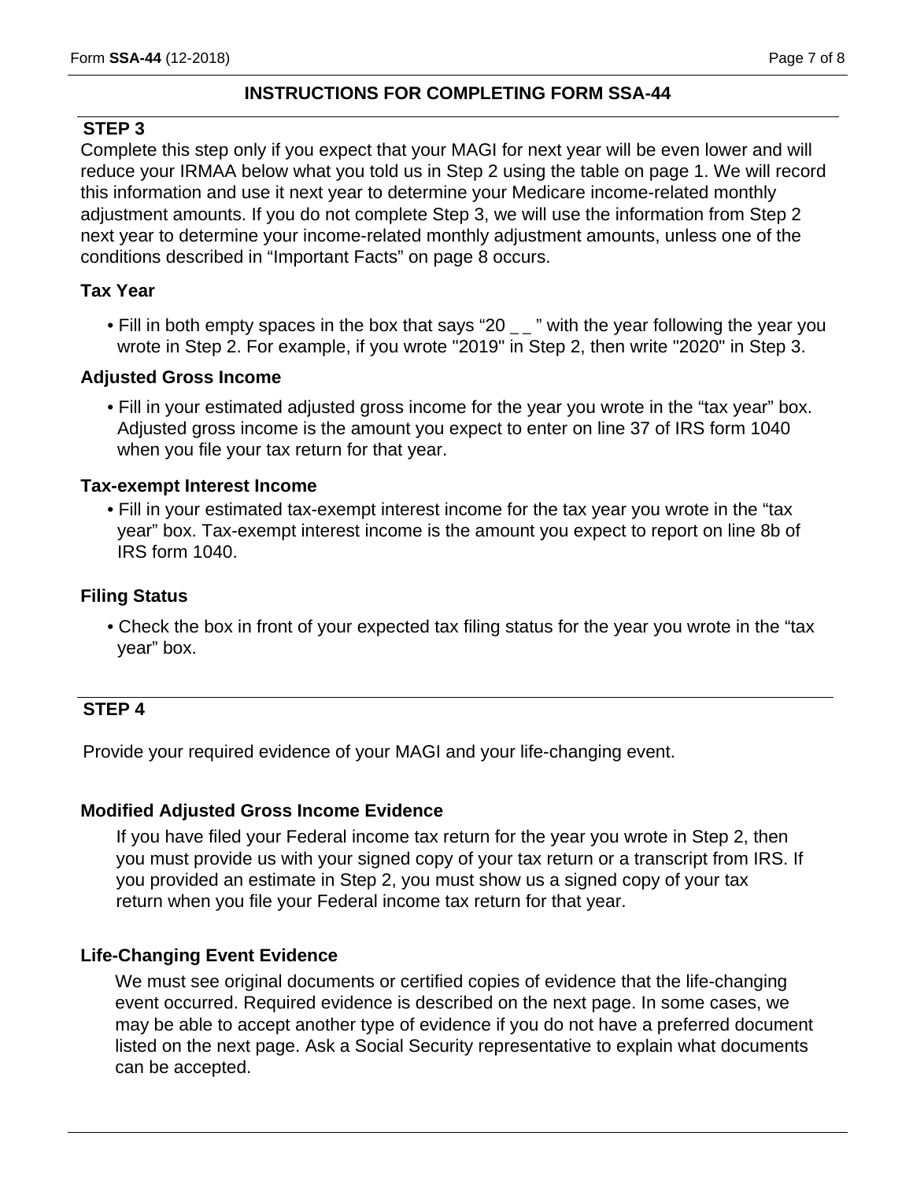## INSTRUCTIONS FOR COMPLETING FORM SSA-44

### STEP 3

Complete this step only if you expect that your MAGI for next year will be even lower and will reduce your IRMAA below what you told us in Step 2 using the table on page 1. We will record this information and use it next year to determine your Medicare income-related monthly adjustment amounts. If you do not complete Step 3, we will use the information from Step 2 next year to determine your income-related monthly adjustment amounts, unless one of the conditions described in "Important Facts" on page 8 occurs.

**Tax Year**

- Fill in both empty spaces in the box that says "20 _ _ " with the year following the year you wrote in Step 2. For example, if you wrote "2019" in Step 2, then write "2020" in Step 3.

**Adjusted Gross Income**

- Fill in your estimated adjusted gross income for the year you wrote in the "tax year" box. Adjusted gross income is the amount you expect to enter on line 37 of IRS form 1040 when you file your tax return for that year.

**Tax-exempt Interest Income**

- Fill in your estimated tax-exempt interest income for the tax year you wrote in the "tax year" box. Tax-exempt interest income is the amount you expect to report on line 8b of IRS form 1040.

**Filing Status**

- Check the box in front of your expected tax filing status for the year you wrote in the "tax year" box.

### STEP 4

Provide your required evidence of your MAGI and your life-changing event.

**Modified Adjusted Gross Income Evidence**

If you have filed your Federal income tax return for the year you wrote in Step 2, then you must provide us with your signed copy of your tax return or a transcript from IRS. If you provided an estimate in Step 2, you must show us a signed copy of your tax return when you file your Federal income tax return for that year.

**Life-Changing Event Evidence**

We must see original documents or certified copies of evidence that the life-changing event occurred. Required evidence is described on the next page. In some cases, we may be able to accept another type of evidence if you do not have a preferred document listed on the next page. Ask a Social Security representative to explain what documents can be accepted.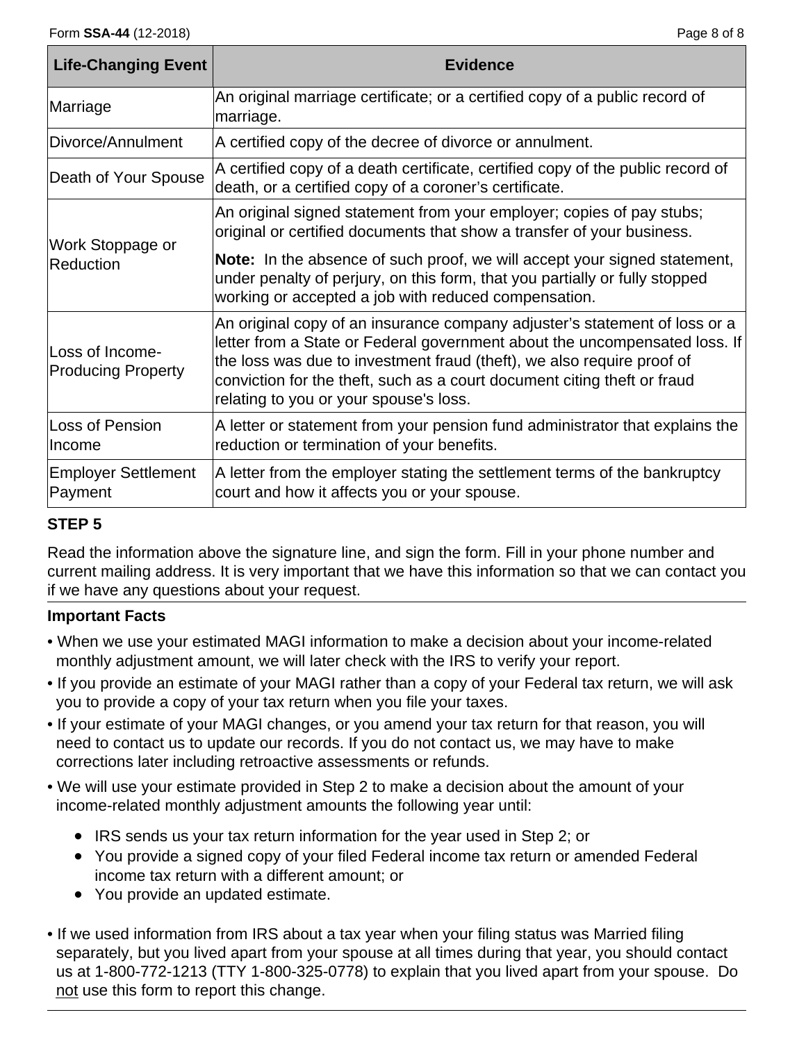| Life-Changing Event | Evidence |
|---|---|
| Marriage | An original marriage certificate; or a certified copy of a public record of marriage. |
| Divorce/Annulment | A certified copy of the decree of divorce or annulment. |
| Death of Your Spouse | A certified copy of a death certificate, certified copy of the public record of death, or a certified copy of a coroner's certificate. |
| Work Stoppage or Reduction | An original signed statement from your employer; copies of pay stubs; original or certified documents that show a transfer of your business.<br><br>**Note:** In the absence of such proof, we will accept your signed statement, under penalty of perjury, on this form, that you partially or fully stopped working or accepted a job with reduced compensation. |
| Loss of Income-Producing Property | An original copy of an insurance company adjuster's statement of loss or a letter from a State or Federal government about the uncompensated loss. If the loss was due to investment fraud (theft), we also require proof of conviction for the theft, such as a court document citing theft or fraud relating to you or your spouse's loss. |
| Loss of Pension Income | A letter or statement from your pension fund administrator that explains the reduction or termination of your benefits. |
| Employer Settlement Payment | A letter from the employer stating the settlement terms of the bankruptcy court and how it affects you or your spouse. |

### STEP 5

Read the information above the signature line, and sign the form. Fill in your phone number and current mailing address. It is very important that we have this information so that we can contact you if we have any questions about your request.

### Important Facts

- When we use your estimated MAGI information to make a decision about your income-related monthly adjustment amount, we will later check with the IRS to verify your report.
- If you provide an estimate of your MAGI rather than a copy of your Federal tax return, we will ask you to provide a copy of your tax return when you file your taxes.
- If your estimate of your MAGI changes, or you amend your tax return for that reason, you will need to contact us to update our records. If you do not contact us, we may have to make corrections later including retroactive assessments or refunds.
- We will use your estimate provided in Step 2 to make a decision about the amount of your income-related monthly adjustment amounts the following year until:
  - IRS sends us your tax return information for the year used in Step 2; or
  - You provide a signed copy of your filed Federal income tax return or amended Federal income tax return with a different amount; or
  - You provide an updated estimate.
- If we used information from IRS about a tax year when your filing status was Married filing separately, but you lived apart from your spouse at all times during that year, you should contact us at 1-800-772-1213 (TTY 1-800-325-0778) to explain that you lived apart from your spouse. Do not use this form to report this change.